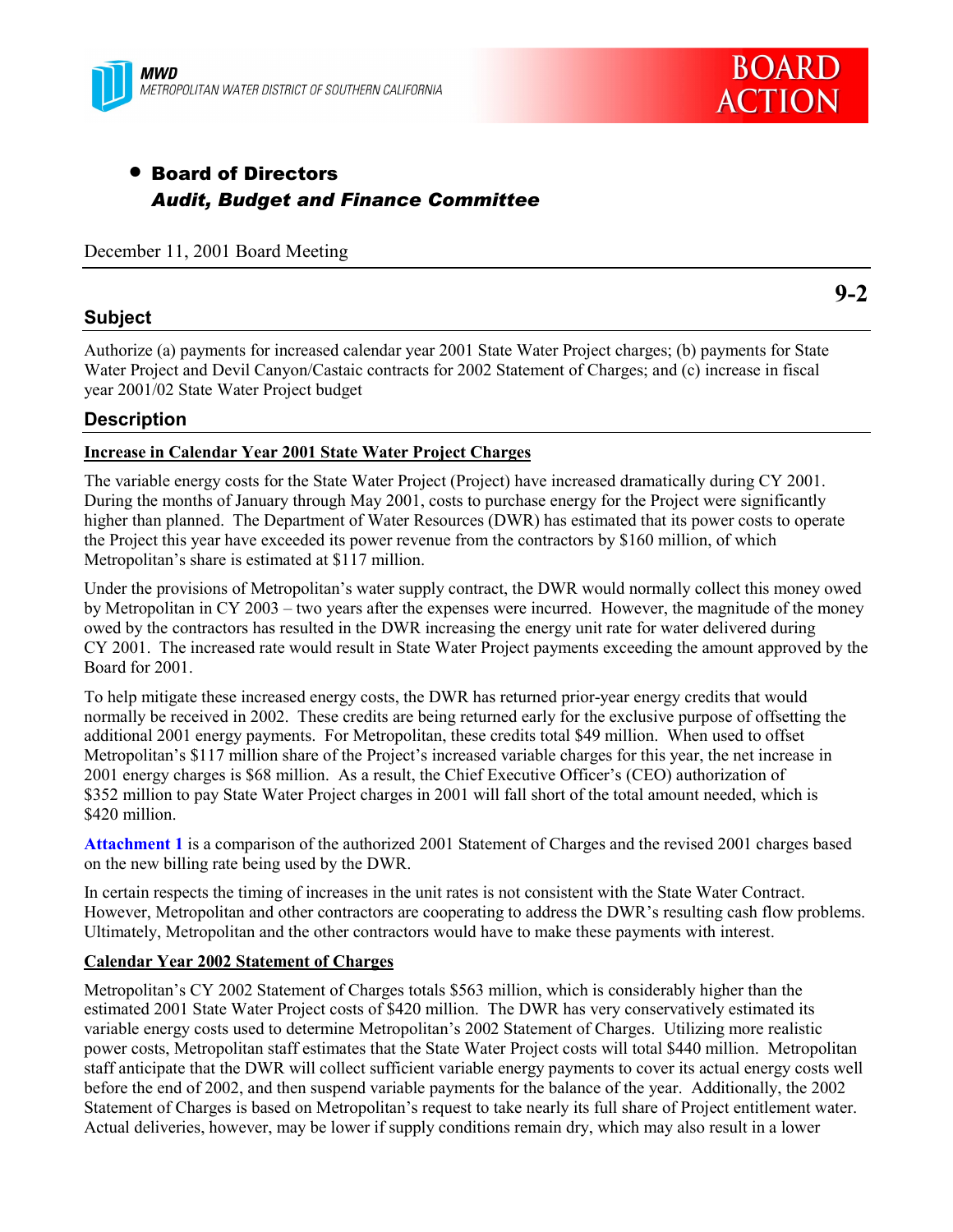MWD
METROPOLITAN WATER DISTRICT OF SOUTHERN CALIFORNIA

BOARD ACTION

- **Board of Directors**
  ***Audit, Budget and Finance Committee***

December 11, 2001 Board Meeting

**9-2**

## Subject

Authorize (a) payments for increased calendar year 2001 State Water Project charges; (b) payments for State Water Project and Devil Canyon/Castaic contracts for 2002 Statement of Charges; and (c) increase in fiscal year 2001/02 State Water Project budget

## Description

**Increase in Calendar Year 2001 State Water Project Charges**

The variable energy costs for the State Water Project (Project) have increased dramatically during CY 2001. During the months of January through May 2001, costs to purchase energy for the Project were significantly higher than planned. The Department of Water Resources (DWR) has estimated that its power costs to operate the Project this year have exceeded its power revenue from the contractors by $160 million, of which Metropolitan's share is estimated at $117 million.

Under the provisions of Metropolitan's water supply contract, the DWR would normally collect this money owed by Metropolitan in CY 2003 – two years after the expenses were incurred. However, the magnitude of the money owed by the contractors has resulted in the DWR increasing the energy unit rate for water delivered during CY 2001. The increased rate would result in State Water Project payments exceeding the amount approved by the Board for 2001.

To help mitigate these increased energy costs, the DWR has returned prior-year energy credits that would normally be received in 2002. These credits are being returned early for the exclusive purpose of offsetting the additional 2001 energy payments. For Metropolitan, these credits total $49 million. When used to offset Metropolitan's $117 million share of the Project's increased variable charges for this year, the net increase in 2001 energy charges is $68 million. As a result, the Chief Executive Officer's (CEO) authorization of $352 million to pay State Water Project charges in 2001 will fall short of the total amount needed, which is $420 million.

**Attachment 1** is a comparison of the authorized 2001 Statement of Charges and the revised 2001 charges based on the new billing rate being used by the DWR.

In certain respects the timing of increases in the unit rates is not consistent with the State Water Contract. However, Metropolitan and other contractors are cooperating to address the DWR's resulting cash flow problems. Ultimately, Metropolitan and the other contractors would have to make these payments with interest.

**Calendar Year 2002 Statement of Charges**

Metropolitan's CY 2002 Statement of Charges totals $563 million, which is considerably higher than the estimated 2001 State Water Project costs of $420 million. The DWR has very conservatively estimated its variable energy costs used to determine Metropolitan's 2002 Statement of Charges. Utilizing more realistic power costs, Metropolitan staff estimates that the State Water Project costs will total $440 million. Metropolitan staff anticipate that the DWR will collect sufficient variable energy payments to cover its actual energy costs well before the end of 2002, and then suspend variable payments for the balance of the year. Additionally, the 2002 Statement of Charges is based on Metropolitan's request to take nearly its full share of Project entitlement water. Actual deliveries, however, may be lower if supply conditions remain dry, which may also result in a lower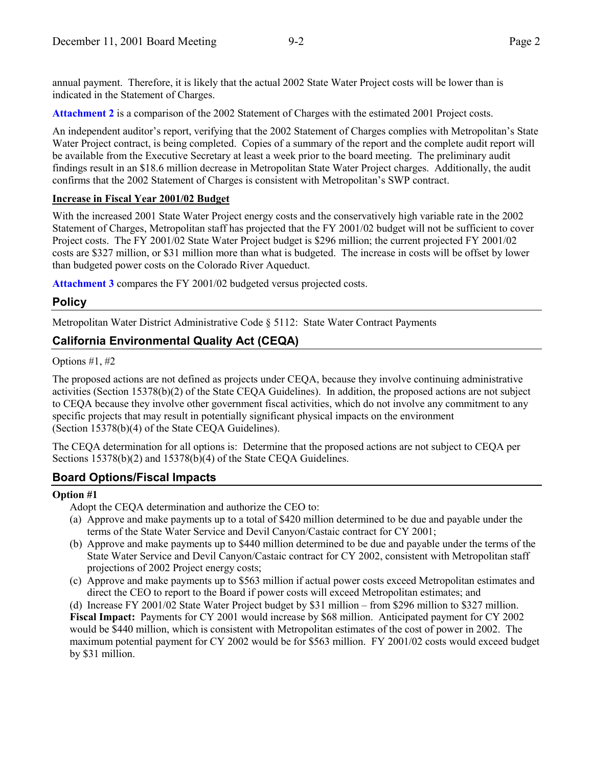annual payment. Therefore, it is likely that the actual 2002 State Water Project costs will be lower than is indicated in the Statement of Charges.

**Attachment 2** is a comparison of the 2002 Statement of Charges with the estimated 2001 Project costs.

An independent auditor's report, verifying that the 2002 Statement of Charges complies with Metropolitan's State Water Project contract, is being completed. Copies of a summary of the report and the complete audit report will be available from the Executive Secretary at least a week prior to the board meeting. The preliminary audit findings result in an $18.6 million decrease in Metropolitan State Water Project charges. Additionally, the audit confirms that the 2002 Statement of Charges is consistent with Metropolitan's SWP contract.

**Increase in Fiscal Year 2001/02 Budget**

With the increased 2001 State Water Project energy costs and the conservatively high variable rate in the 2002 Statement of Charges, Metropolitan staff has projected that the FY 2001/02 budget will not be sufficient to cover Project costs. The FY 2001/02 State Water Project budget is $296 million; the current projected FY 2001/02 costs are $327 million, or $31 million more than what is budgeted. The increase in costs will be offset by lower than budgeted power costs on the Colorado River Aqueduct.

**Attachment 3** compares the FY 2001/02 budgeted versus projected costs.

## Policy

Metropolitan Water District Administrative Code § 5112: State Water Contract Payments

## California Environmental Quality Act (CEQA)

Options #1, #2

The proposed actions are not defined as projects under CEQA, because they involve continuing administrative activities (Section 15378(b)(2) of the State CEQA Guidelines). In addition, the proposed actions are not subject to CEQA because they involve other government fiscal activities, which do not involve any commitment to any specific projects that may result in potentially significant physical impacts on the environment (Section 15378(b)(4) of the State CEQA Guidelines).

The CEQA determination for all options is: Determine that the proposed actions are not subject to CEQA per Sections 15378(b)(2) and 15378(b)(4) of the State CEQA Guidelines.

## Board Options/Fiscal Impacts

**Option #1**

Adopt the CEQA determination and authorize the CEO to:

(a) Approve and make payments up to a total of $420 million determined to be due and payable under the terms of the State Water Service and Devil Canyon/Castaic contract for CY 2001;

(b) Approve and make payments up to $440 million determined to be due and payable under the terms of the State Water Service and Devil Canyon/Castaic contract for CY 2002, consistent with Metropolitan staff projections of 2002 Project energy costs;

(c) Approve and make payments up to $563 million if actual power costs exceed Metropolitan estimates and direct the CEO to report to the Board if power costs will exceed Metropolitan estimates; and

(d) Increase FY 2001/02 State Water Project budget by $31 million – from $296 million to $327 million.

**Fiscal Impact:** Payments for CY 2001 would increase by $68 million. Anticipated payment for CY 2002 would be $440 million, which is consistent with Metropolitan estimates of the cost of power in 2002. The maximum potential payment for CY 2002 would be for $563 million. FY 2001/02 costs would exceed budget by $31 million.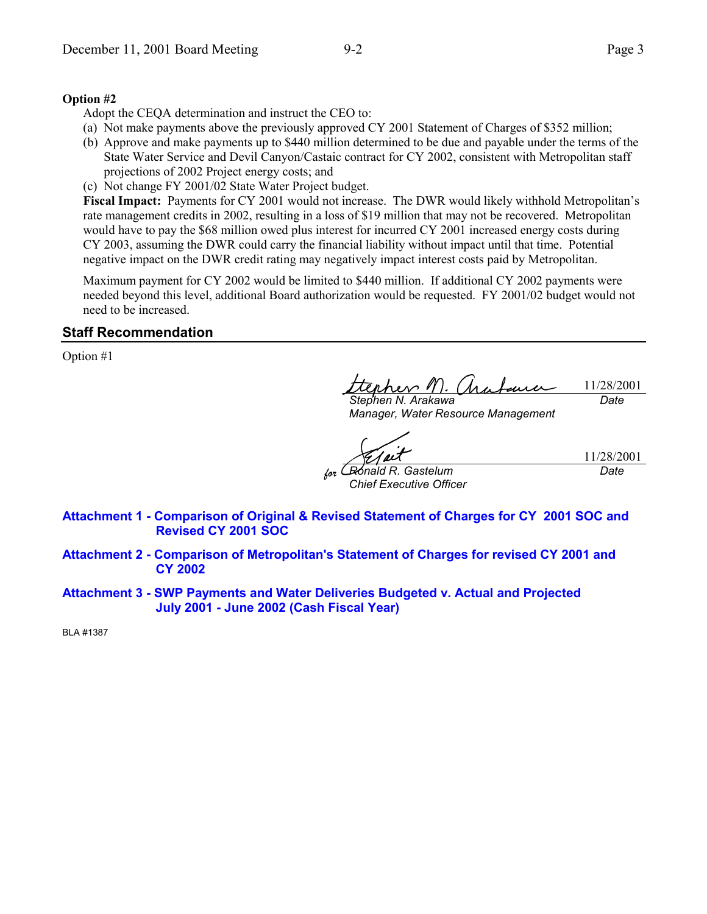**Option #2**

Adopt the CEQA determination and instruct the CEO to:

(a) Not make payments above the previously approved CY 2001 Statement of Charges of $352 million;

(b) Approve and make payments up to $440 million determined to be due and payable under the terms of the State Water Service and Devil Canyon/Castaic contract for CY 2002, consistent with Metropolitan staff projections of 2002 Project energy costs; and

(c) Not change FY 2001/02 State Water Project budget.

**Fiscal Impact:** Payments for CY 2001 would not increase. The DWR would likely withhold Metropolitan's rate management credits in 2002, resulting in a loss of $19 million that may not be recovered. Metropolitan would have to pay the $68 million owed plus interest for incurred CY 2001 increased energy costs during CY 2003, assuming the DWR could carry the financial liability without impact until that time. Potential negative impact on the DWR credit rating may negatively impact interest costs paid by Metropolitan.

Maximum payment for CY 2002 would be limited to $440 million. If additional CY 2002 payments were needed beyond this level, additional Board authorization would be requested. FY 2001/02 budget would not need to be increased.

## Staff Recommendation

Option #1

Stephen N. Arakawa — 11/28/2001
*Stephen N. Arakawa*
*Manager, Water Resource Management*

for Ronald R. Gastelum — 11/28/2001
*Ronald R. Gastelum*
*Chief Executive Officer*

**Attachment 1 - Comparison of Original & Revised Statement of Charges for CY 2001 SOC and Revised CY 2001 SOC**

**Attachment 2 - Comparison of Metropolitan's Statement of Charges for revised CY 2001 and CY 2002**

**Attachment 3 - SWP Payments and Water Deliveries Budgeted v. Actual and Projected July 2001 - June 2002 (Cash Fiscal Year)**

BLA #1387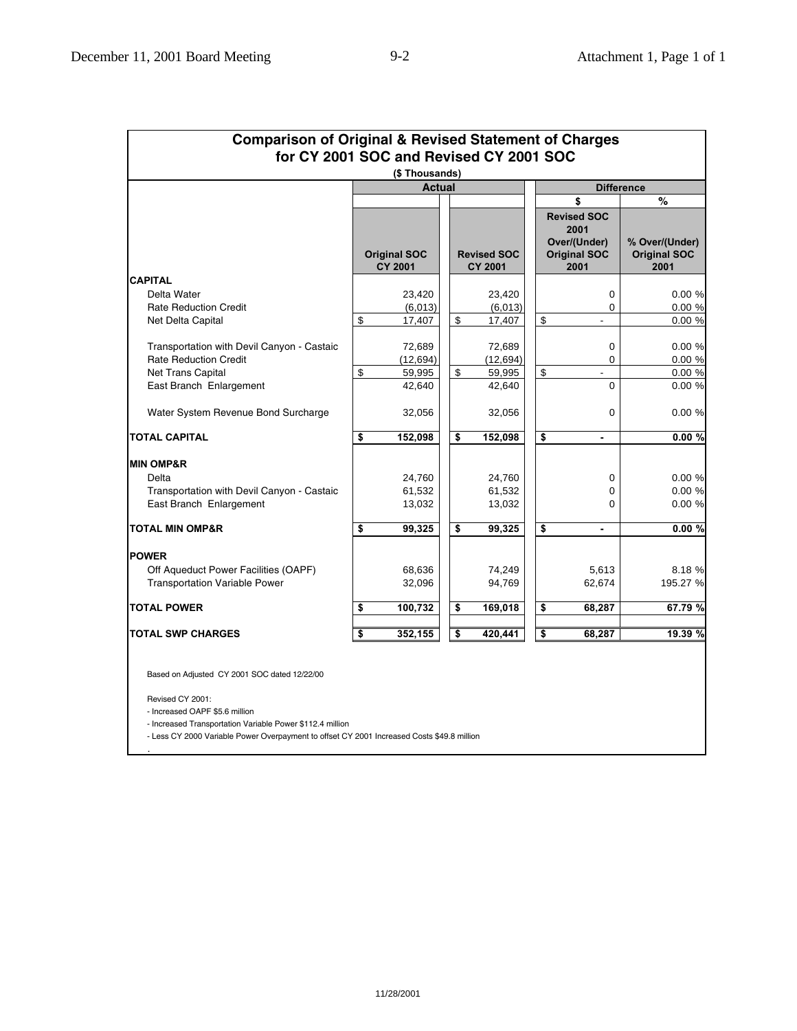## Comparison of Original & Revised Statement of Charges for CY 2001 SOC and Revised CY 2001 SOC

($ Thousands)

| | Actual | | Difference | |
|---|---|---|---|---|
| | | | $ | % |
| | Original SOC CY 2001 | Revised SOC CY 2001 | Revised SOC 2001 Over/(Under) Original SOC 2001 | % Over/(Under) Original SOC 2001 |
| **CAPITAL** | | | | |
| Delta Water | 23,420 | 23,420 | 0 | 0.00 % |
| Rate Reduction Credit | (6,013) | (6,013) | 0 | 0.00 % |
| Net Delta Capital | $ 17,407 | $ 17,407 | $ - | 0.00 % |
| Transportation with Devil Canyon - Castaic | 72,689 | 72,689 | 0 | 0.00 % |
| Rate Reduction Credit | (12,694) | (12,694) | 0 | 0.00 % |
| Net Trans Capital | $ 59,995 | $ 59,995 | $ - | 0.00 % |
| East Branch Enlargement | 42,640 | 42,640 | 0 | 0.00 % |
| Water System Revenue Bond Surcharge | 32,056 | 32,056 | 0 | 0.00 % |
| **TOTAL CAPITAL** | **$ 152,098** | **$ 152,098** | **$ -** | **0.00 %** |
| **MIN OMP&R** | | | | |
| Delta | 24,760 | 24,760 | 0 | 0.00 % |
| Transportation with Devil Canyon - Castaic | 61,532 | 61,532 | 0 | 0.00 % |
| East Branch Enlargement | 13,032 | 13,032 | 0 | 0.00 % |
| **TOTAL MIN OMP&R** | **$ 99,325** | **$ 99,325** | **$ -** | **0.00 %** |
| **POWER** | | | | |
| Off Aqueduct Power Facilities (OAPF) | 68,636 | 74,249 | 5,613 | 8.18 % |
| Transportation Variable Power | 32,096 | 94,769 | 62,674 | 195.27 % |
| **TOTAL POWER** | **$ 100,732** | **$ 169,018** | **$ 68,287** | **67.79 %** |
| **TOTAL SWP CHARGES** | **$ 352,155** | **$ 420,441** | **$ 68,287** | **19.39 %** |

Based on Adjusted CY 2001 SOC dated 12/22/00

Revised CY 2001:
- Increased OAPF $5.6 million
- Increased Transportation Variable Power $112.4 million
- Less CY 2000 Variable Power Overpayment to offset CY 2001 Increased Costs $49.8 million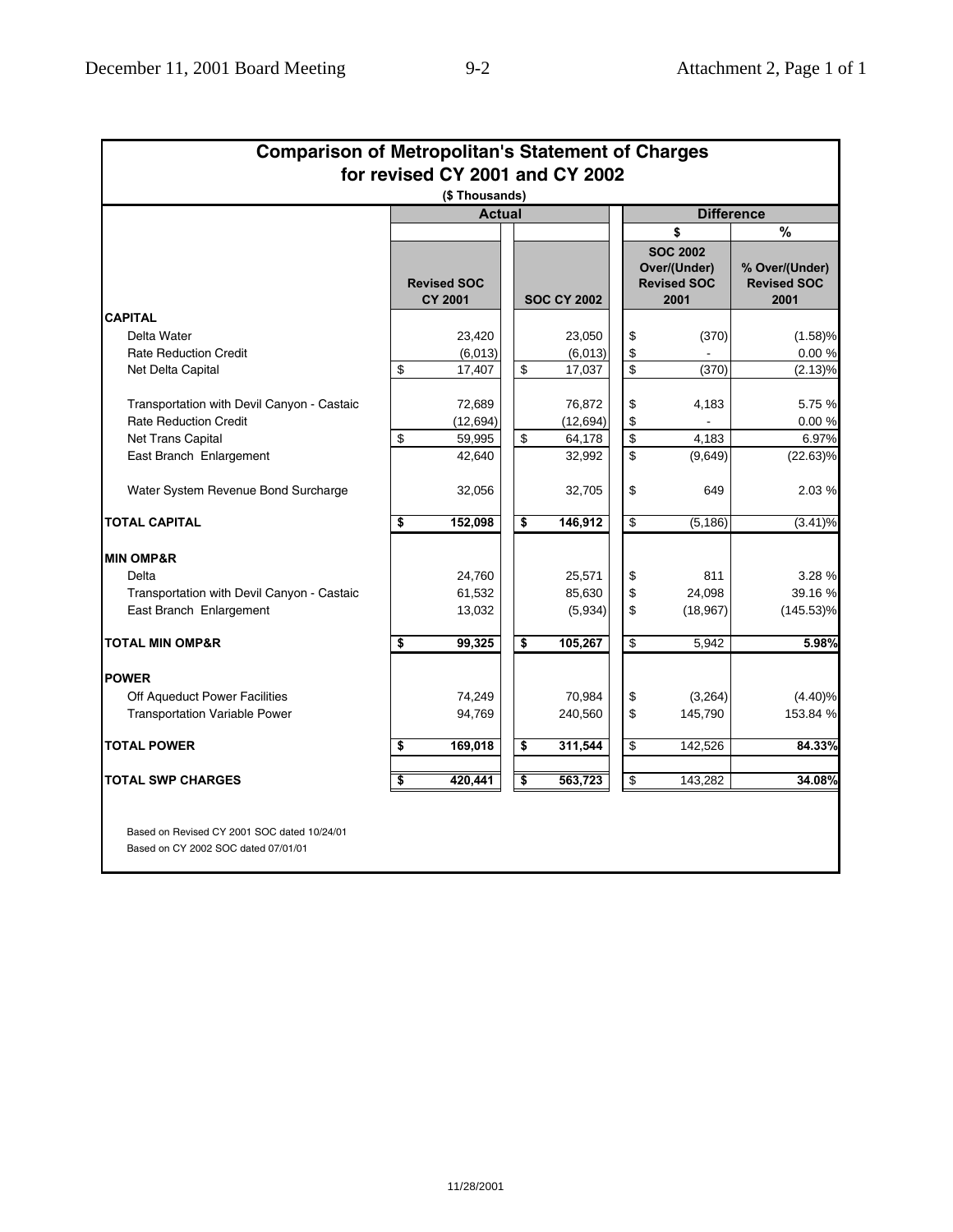## Comparison of Metropolitan's Statement of Charges for revised CY 2001 and CY 2002

($ Thousands)

| | Actual | | Difference | |
|---|---|---|---|---|
| | | | $ | % |
| | Revised SOC CY 2001 | SOC CY 2002 | SOC 2002 Over/(Under) Revised SOC 2001 | % Over/(Under) Revised SOC 2001 |
| **CAPITAL** | | | | |
| Delta Water | 23,420 | 23,050 | $ (370) | (1.58)% |
| Rate Reduction Credit | (6,013) | (6,013) | $ - | 0.00 % |
| Net Delta Capital | $ 17,407 | $ 17,037 | $ (370) | (2.13)% |
| Transportation with Devil Canyon - Castaic | 72,689 | 76,872 | $ 4,183 | 5.75 % |
| Rate Reduction Credit | (12,694) | (12,694) | $ - | 0.00 % |
| Net Trans Capital | $ 59,995 | $ 64,178 | $ 4,183 | 6.97% |
| East Branch Enlargement | 42,640 | 32,992 | $ (9,649) | (22.63)% |
| Water System Revenue Bond Surcharge | 32,056 | 32,705 | $ 649 | 2.03 % |
| **TOTAL CAPITAL** | **$ 152,098** | **$ 146,912** | $ (5,186) | (3.41)% |
| **MIN OMP&R** | | | | |
| Delta | 24,760 | 25,571 | $ 811 | 3.28 % |
| Transportation with Devil Canyon - Castaic | 61,532 | 85,630 | $ 24,098 | 39.16 % |
| East Branch Enlargement | 13,032 | (5,934) | $ (18,967) | (145.53)% |
| **TOTAL MIN OMP&R** | **$ 99,325** | **$ 105,267** | $ 5,942 | **5.98%** |
| **POWER** | | | | |
| Off Aqueduct Power Facilities | 74,249 | 70,984 | $ (3,264) | (4.40)% |
| Transportation Variable Power | 94,769 | 240,560 | $ 145,790 | 153.84 % |
| **TOTAL POWER** | **$ 169,018** | **$ 311,544** | $ 142,526 | **84.33%** |
| **TOTAL SWP CHARGES** | **$ 420,441** | **$ 563,723** | $ 143,282 | **34.08%** |

Based on Revised CY 2001 SOC dated 10/24/01

Based on CY 2002 SOC dated 07/01/01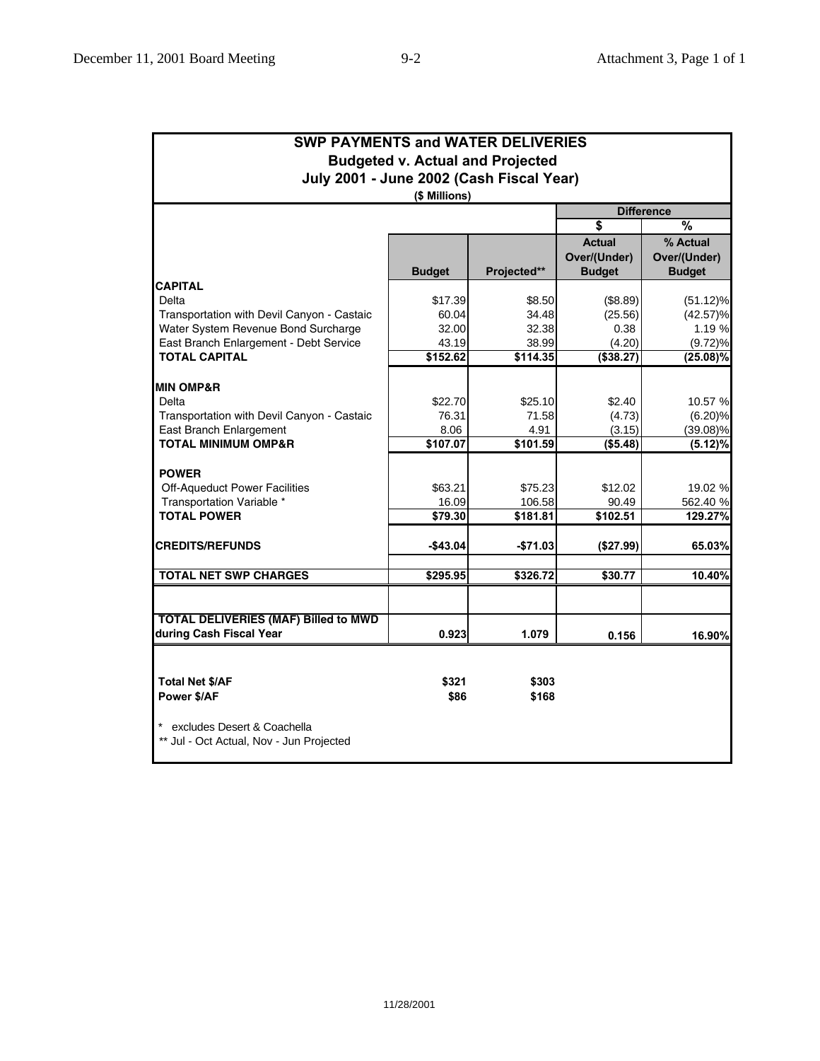## SWP PAYMENTS and WATER DELIVERIES
### Budgeted v. Actual and Projected
### July 2001 - June 2002 (Cash Fiscal Year)
**($ Millions)**

| | | | Difference | |
|---|---|---|---|---|
| | | | $ | % |
| | **Budget** | **Projected**** | **Actual Over/(Under) Budget** | **% Actual Over/(Under) Budget** |
| **CAPITAL** | | | | |
| Delta | $17.39 | $8.50 | ($8.89) | (51.12)% |
| Transportation with Devil Canyon - Castaic | 60.04 | 34.48 | (25.56) | (42.57)% |
| Water System Revenue Bond Surcharge | 32.00 | 32.38 | 0.38 | 1.19 % |
| East Branch Enlargement - Debt Service | 43.19 | 38.99 | (4.20) | (9.72)% |
| **TOTAL CAPITAL** | **$152.62** | **$114.35** | **($38.27)** | **(25.08)%** |
| **MIN OMP&R** | | | | |
| Delta | $22.70 | $25.10 | $2.40 | 10.57 % |
| Transportation with Devil Canyon - Castaic | 76.31 | 71.58 | (4.73) | (6.20)% |
| East Branch Enlargement | 8.06 | 4.91 | (3.15) | (39.08)% |
| **TOTAL MINIMUM OMP&R** | **$107.07** | **$101.59** | **($5.48)** | **(5.12)%** |
| **POWER** | | | | |
| Off-Aqueduct Power Facilities | $63.21 | $75.23 | $12.02 | 19.02 % |
| Transportation Variable * | 16.09 | 106.58 | 90.49 | 562.40 % |
| **TOTAL POWER** | **$79.30** | **$181.81** | **$102.51** | **129.27%** |
| **CREDITS/REFUNDS** | **-$43.04** | **-$71.03** | **($27.99)** | **65.03%** |
| **TOTAL NET SWP CHARGES** | **$295.95** | **$326.72** | **$30.77** | **10.40%** |
| **TOTAL DELIVERIES (MAF) Billed to MWD during Cash Fiscal Year** | **0.923** | **1.079** | **0.156** | **16.90%** |
| **Total Net $/AF** | **$321** | **$303** | | |
| **Power $/AF** | **$86** | **$168** | | |

\* excludes Desert & Coachella

** Jul - Oct Actual, Nov - Jun Projected

11/28/2001